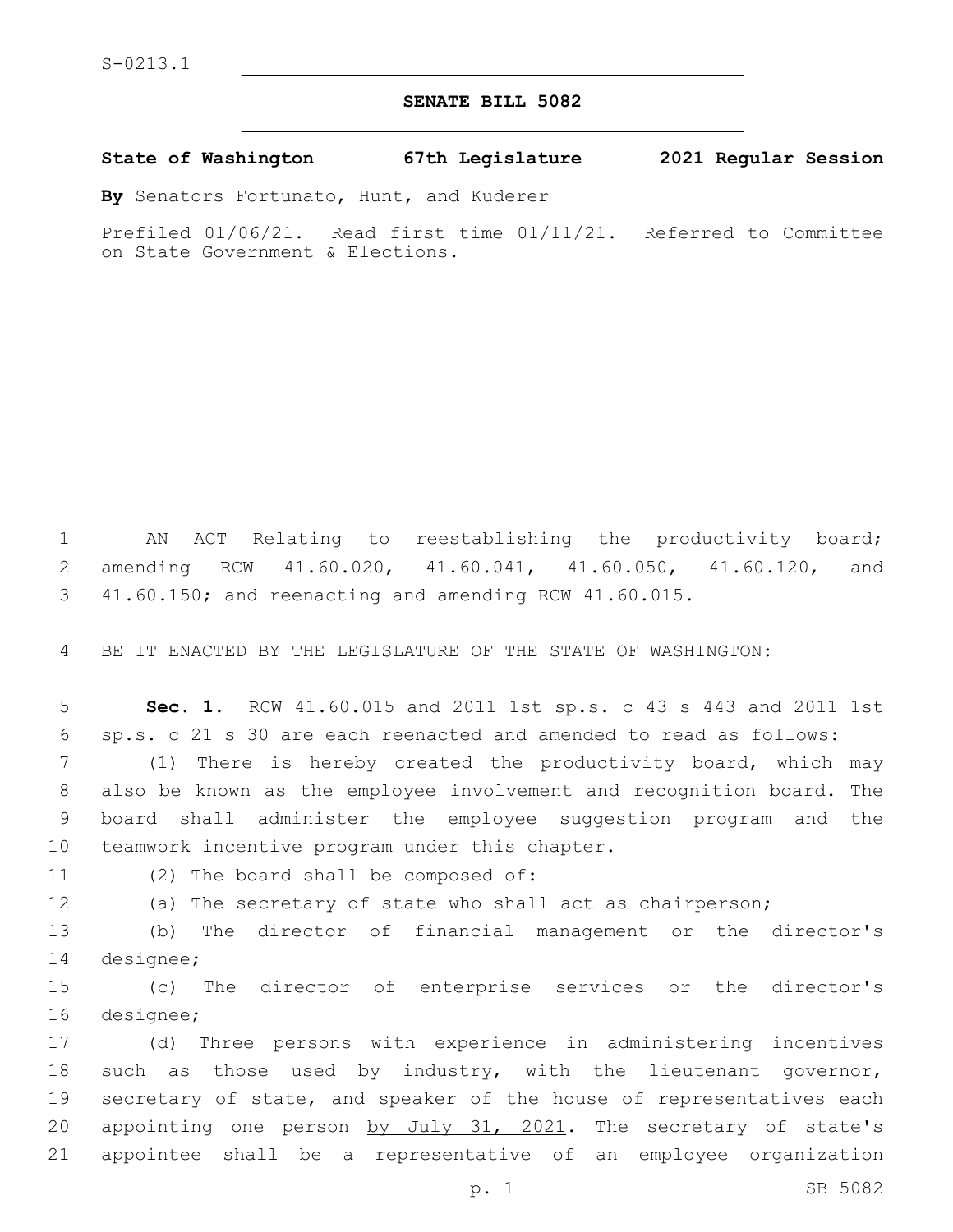S-0213.1

**SENATE BILL 5082**

**State of Washington 67th Legislature 2021 Regular Session**

**By** Senators Fortunato, Hunt, and Kuderer

Prefiled 01/06/21. Read first time 01/11/21. Referred to Committee on State Government & Elections.

AN ACT Relating to reestablishing the productivity board; amending RCW 41.60.020, 41.60.041, 41.60.050, 41.60.120, and 41.60.150; and reenacting and amending RCW 41.60.015.

BE IT ENACTED BY THE LEGISLATURE OF THE STATE OF WASHINGTON:

**Sec. 1.** RCW 41.60.015 and 2011 1st sp.s. c 43 s 443 and 2011 1st sp.s. c 21 s 30 are each reenacted and amended to read as follows:

(1) There is hereby created the productivity board, which may also be known as the employee involvement and recognition board. The board shall administer the employee suggestion program and the teamwork incentive program under this chapter.

(2) The board shall be composed of:

(a) The secretary of state who shall act as chairperson;

(b) The director of financial management or the director's designee;

(c) The director of enterprise services or the director's designee;

(d) Three persons with experience in administering incentives such as those used by industry, with the lieutenant governor, secretary of state, and speaker of the house of representatives each appointing one person <u>by July 31, 2021</u>. The secretary of state's appointee shall be a representative of an employee organization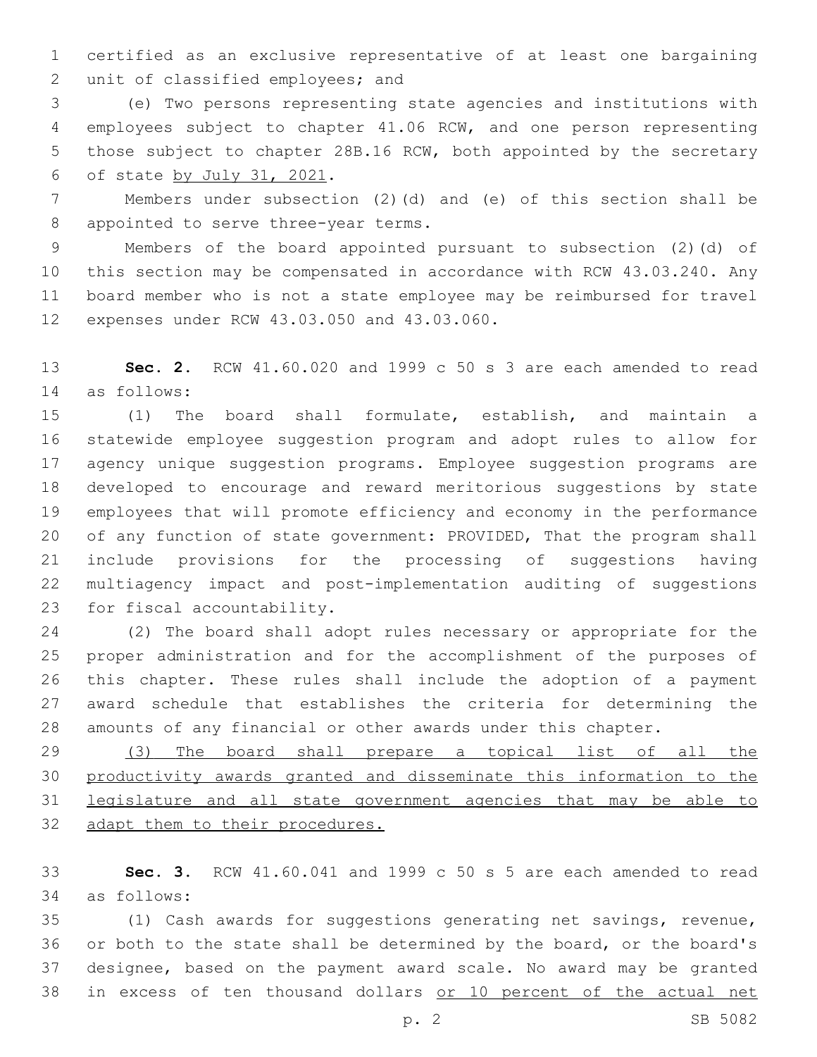certified as an exclusive representative of at least one bargaining unit of classified employees; and

(e) Two persons representing state agencies and institutions with employees subject to chapter 41.06 RCW, and one person representing those subject to chapter 28B.16 RCW, both appointed by the secretary of state <u>by July 31, 2021</u>.

Members under subsection (2)(d) and (e) of this section shall be appointed to serve three-year terms.

Members of the board appointed pursuant to subsection (2)(d) of this section may be compensated in accordance with RCW 43.03.240. Any board member who is not a state employee may be reimbursed for travel expenses under RCW 43.03.050 and 43.03.060.

**Sec. 2.** RCW 41.60.020 and 1999 c 50 s 3 are each amended to read as follows:

(1) The board shall formulate, establish, and maintain a statewide employee suggestion program and adopt rules to allow for agency unique suggestion programs. Employee suggestion programs are developed to encourage and reward meritorious suggestions by state employees that will promote efficiency and economy in the performance of any function of state government: PROVIDED, That the program shall include provisions for the processing of suggestions having multiagency impact and post-implementation auditing of suggestions for fiscal accountability.

(2) The board shall adopt rules necessary or appropriate for the proper administration and for the accomplishment of the purposes of this chapter. These rules shall include the adoption of a payment award schedule that establishes the criteria for determining the amounts of any financial or other awards under this chapter.

<u>(3) The board shall prepare a topical list of all the productivity awards granted and disseminate this information to the legislature and all state government agencies that may be able to adapt them to their procedures.</u>

**Sec. 3.** RCW 41.60.041 and 1999 c 50 s 5 are each amended to read as follows:

(1) Cash awards for suggestions generating net savings, revenue, or both to the state shall be determined by the board, or the board's designee, based on the payment award scale. No award may be granted in excess of ten thousand dollars <u>or 10 percent of the actual net</u>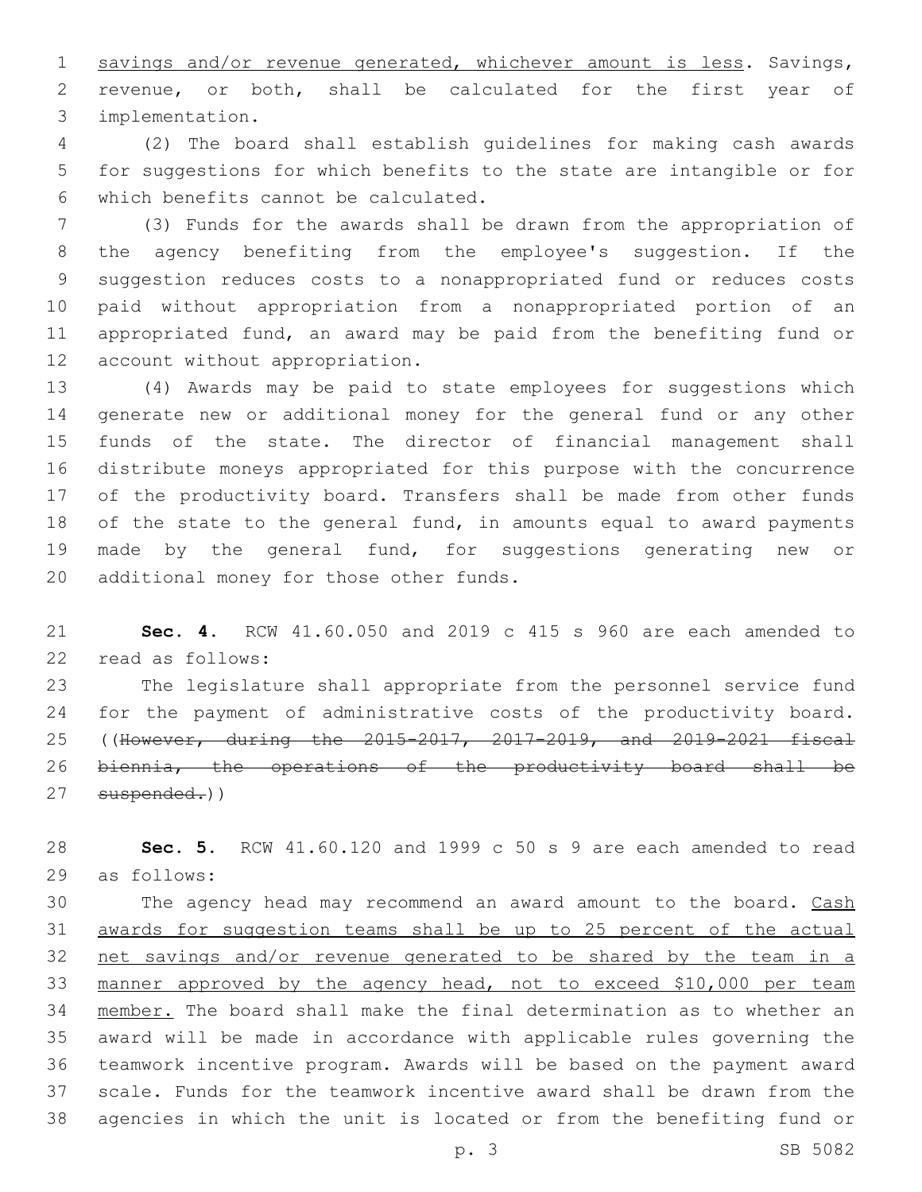savings and/or revenue generated, whichever amount is less. Savings, revenue, or both, shall be calculated for the first year of implementation.

(2) The board shall establish guidelines for making cash awards for suggestions for which benefits to the state are intangible or for which benefits cannot be calculated.

(3) Funds for the awards shall be drawn from the appropriation of the agency benefiting from the employee's suggestion. If the suggestion reduces costs to a nonappropriated fund or reduces costs paid without appropriation from a nonappropriated portion of an appropriated fund, an award may be paid from the benefiting fund or account without appropriation.

(4) Awards may be paid to state employees for suggestions which generate new or additional money for the general fund or any other funds of the state. The director of financial management shall distribute moneys appropriated for this purpose with the concurrence of the productivity board. Transfers shall be made from other funds of the state to the general fund, in amounts equal to award payments made by the general fund, for suggestions generating new or additional money for those other funds.

**Sec. 4.** RCW 41.60.050 and 2019 c 415 s 960 are each amended to read as follows:

The legislature shall appropriate from the personnel service fund for the payment of administrative costs of the productivity board. ((~~However, during the 2015-2017, 2017-2019, and 2019-2021 fiscal biennia, the operations of the productivity board shall be suspended.~~))

**Sec. 5.** RCW 41.60.120 and 1999 c 50 s 9 are each amended to read as follows:

The agency head may recommend an award amount to the board. <u>Cash awards for suggestion teams shall be up to 25 percent of the actual net savings and/or revenue generated to be shared by the team in a manner approved by the agency head, not to exceed $10,000 per team member.</u> The board shall make the final determination as to whether an award will be made in accordance with applicable rules governing the teamwork incentive program. Awards will be based on the payment award scale. Funds for the teamwork incentive award shall be drawn from the agencies in which the unit is located or from the benefiting fund or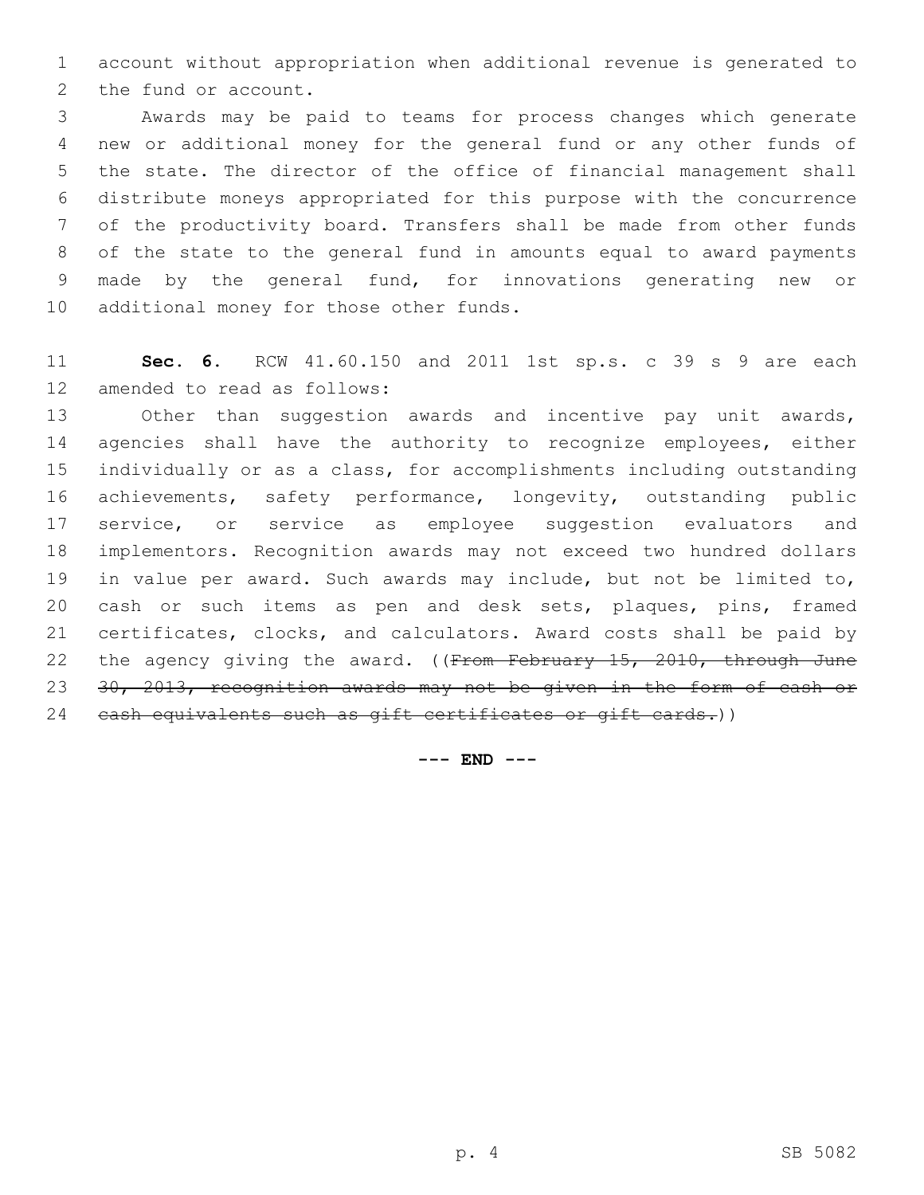account without appropriation when additional revenue is generated to the fund or account.

Awards may be paid to teams for process changes which generate new or additional money for the general fund or any other funds of the state. The director of the office of financial management shall distribute moneys appropriated for this purpose with the concurrence of the productivity board. Transfers shall be made from other funds of the state to the general fund in amounts equal to award payments made by the general fund, for innovations generating new or additional money for those other funds.

**Sec. 6.** RCW 41.60.150 and 2011 1st sp.s. c 39 s 9 are each amended to read as follows:

Other than suggestion awards and incentive pay unit awards, agencies shall have the authority to recognize employees, either individually or as a class, for accomplishments including outstanding achievements, safety performance, longevity, outstanding public service, or service as employee suggestion evaluators and implementors. Recognition awards may not exceed two hundred dollars in value per award. Such awards may include, but not be limited to, cash or such items as pen and desk sets, plaques, pins, framed certificates, clocks, and calculators. Award costs shall be paid by the agency giving the award. ((~~From February 15, 2010, through June 30, 2013, recognition awards may not be given in the form of cash or cash equivalents such as gift certificates or gift cards.~~))

**--- END ---**